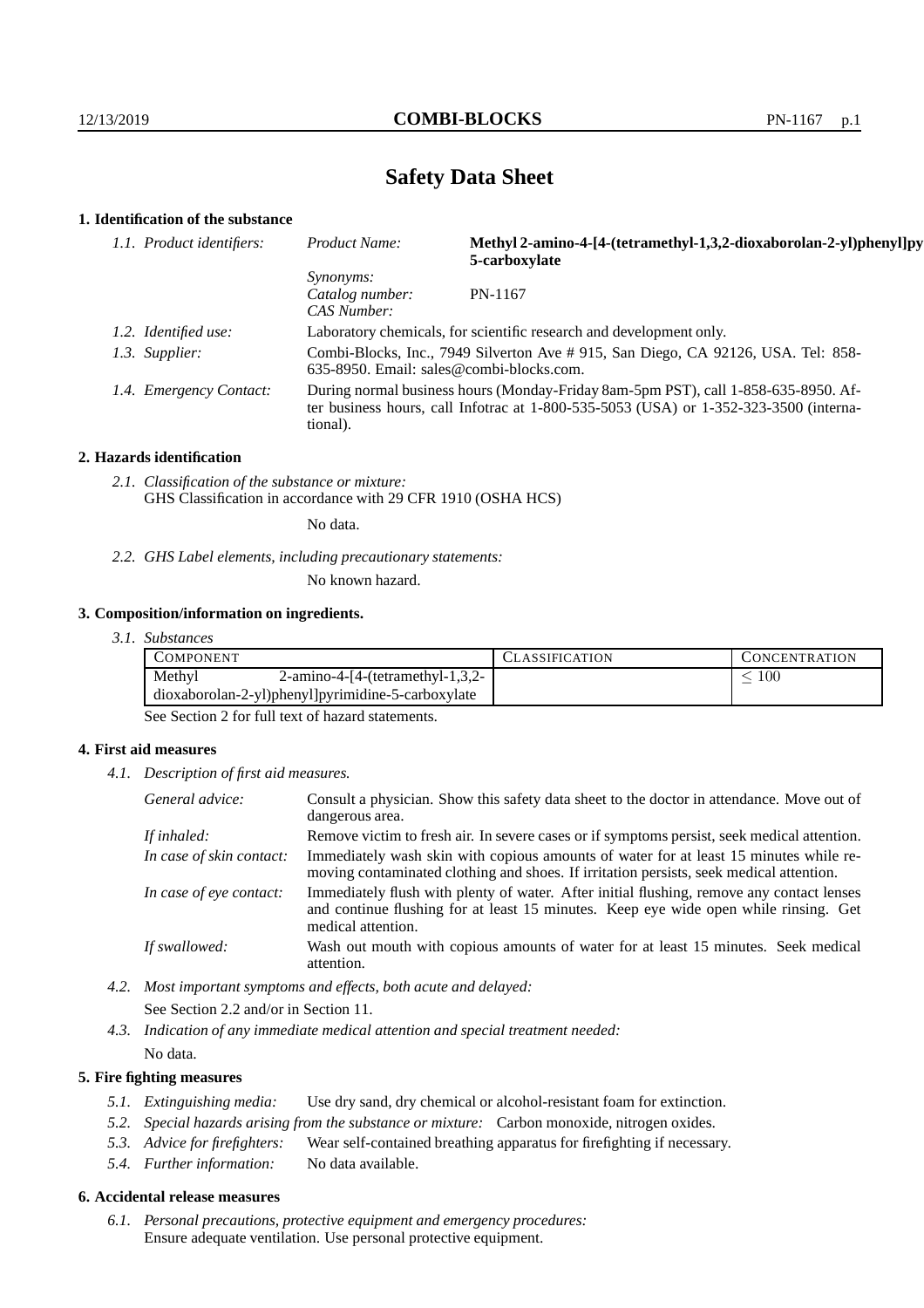# Safety Data Sheet

## 1. Identification of the substance

*1.1. Product identifiers:*

*Product Name:* **Methyl 2-amino-4-[4-(tetramethyl-1,3,2-dioxaborolan-2-yl)phenyl]pyrimidine-5-carboxylate**

*Synonyms:*

*Catalog number:* PN-1167

*CAS Number:*

*1.2. Identified use:* Laboratory chemicals, for scientific research and development only.

*1.3. Supplier:* Combi-Blocks, Inc., 7949 Silverton Ave # 915, San Diego, CA 92126, USA. Tel: 858-635-8950. Email: sales@combi-blocks.com.

*1.4. Emergency Contact:* During normal business hours (Monday-Friday 8am-5pm PST), call 1-858-635-8950. After business hours, call Infotrac at 1-800-535-5053 (USA) or 1-352-323-3500 (international).

## 2. Hazards identification

*2.1. Classification of the substance or mixture:*
GHS Classification in accordance with 29 CFR 1910 (OSHA HCS)

No data.

*2.2. GHS Label elements, including precautionary statements:*

No known hazard.

## 3. Composition/information on ingredients.

*3.1. Substances*

| COMPONENT | CLASSIFICATION | CONCENTRATION |
|---|---|---|
| Methyl 2-amino-4-[4-(tetramethyl-1,3,2-dioxaborolan-2-yl)phenyl]pyrimidine-5-carboxylate | | $\leq 100$ |

See Section 2 for full text of hazard statements.

## 4. First aid measures

*4.1. Description of first aid measures.*

*General advice:* Consult a physician. Show this safety data sheet to the doctor in attendance. Move out of dangerous area.

*If inhaled:* Remove victim to fresh air. In severe cases or if symptoms persist, seek medical attention.

*In case of skin contact:* Immediately wash skin with copious amounts of water for at least 15 minutes while removing contaminated clothing and shoes. If irritation persists, seek medical attention.

*In case of eye contact:* Immediately flush with plenty of water. After initial flushing, remove any contact lenses and continue flushing for at least 15 minutes. Keep eye wide open while rinsing. Get medical attention.

*If swallowed:* Wash out mouth with copious amounts of water for at least 15 minutes. Seek medical attention.

*4.2. Most important symptoms and effects, both acute and delayed:*

See Section 2.2 and/or in Section 11.

*4.3. Indication of any immediate medical attention and special treatment needed:*

No data.

## 5. Fire fighting measures

*5.1. Extinguishing media:* Use dry sand, dry chemical or alcohol-resistant foam for extinction.

*5.2. Special hazards arising from the substance or mixture:* Carbon monoxide, nitrogen oxides.

*5.3. Advice for firefighters:* Wear self-contained breathing apparatus for firefighting if necessary.

*5.4. Further information:* No data available.

## 6. Accidental release measures

*6.1. Personal precautions, protective equipment and emergency procedures:*
Ensure adequate ventilation. Use personal protective equipment.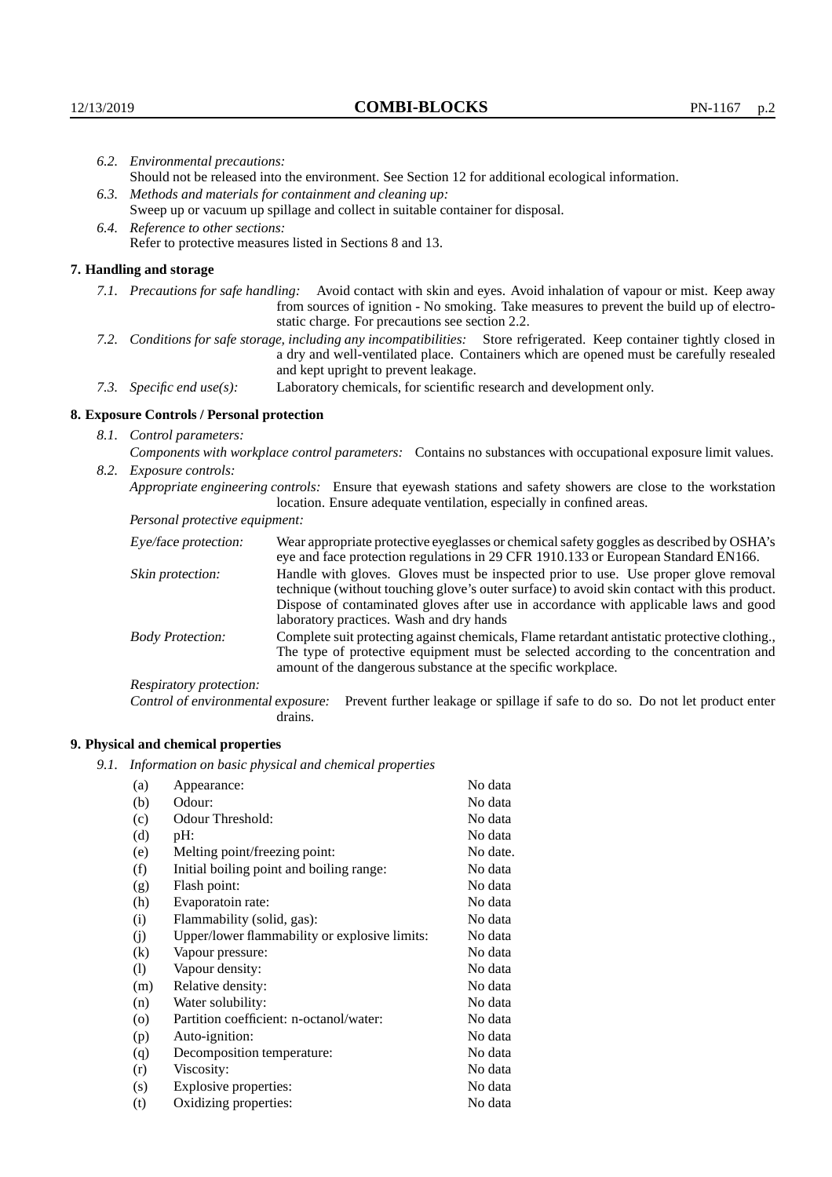6.2. *Environmental precautions:*
Should not be released into the environment. See Section 12 for additional ecological information.

6.3. *Methods and materials for containment and cleaning up:*
Sweep up or vacuum up spillage and collect in suitable container for disposal.

6.4. *Reference to other sections:*
Refer to protective measures listed in Sections 8 and 13.

## 7. Handling and storage

7.1. *Precautions for safe handling:* Avoid contact with skin and eyes. Avoid inhalation of vapour or mist. Keep away from sources of ignition - No smoking. Take measures to prevent the build up of electrostatic charge. For precautions see section 2.2.

7.2. *Conditions for safe storage, including any incompatibilities:* Store refrigerated. Keep container tightly closed in a dry and well-ventilated place. Containers which are opened must be carefully resealed and kept upright to prevent leakage.

7.3. *Specific end use(s):* Laboratory chemicals, for scientific research and development only.

## 8. Exposure Controls / Personal protection

8.1. *Control parameters:*
*Components with workplace control parameters:* Contains no substances with occupational exposure limit values.

8.2. *Exposure controls:*
*Appropriate engineering controls:* Ensure that eyewash stations and safety showers are close to the workstation location. Ensure adequate ventilation, especially in confined areas.

*Personal protective equipment:*

*Eye/face protection:* Wear appropriate protective eyeglasses or chemical safety goggles as described by OSHA's eye and face protection regulations in 29 CFR 1910.133 or European Standard EN166.

*Skin protection:* Handle with gloves. Gloves must be inspected prior to use. Use proper glove removal technique (without touching glove's outer surface) to avoid skin contact with this product. Dispose of contaminated gloves after use in accordance with applicable laws and good laboratory practices. Wash and dry hands

*Body Protection:* Complete suit protecting against chemicals, Flame retardant antistatic protective clothing., The type of protective equipment must be selected according to the concentration and amount of the dangerous substance at the specific workplace.

*Respiratory protection:*

*Control of environmental exposure:* Prevent further leakage or spillage if safe to do so. Do not let product enter drains.

## 9. Physical and chemical properties

9.1. *Information on basic physical and chemical properties*

| | | |
|---|---|---|
| (a) | Appearance: | No data |
| (b) | Odour: | No data |
| (c) | Odour Threshold: | No data |
| (d) | pH: | No data |
| (e) | Melting point/freezing point: | No date. |
| (f) | Initial boiling point and boiling range: | No data |
| (g) | Flash point: | No data |
| (h) | Evaporatoin rate: | No data |
| (i) | Flammability (solid, gas): | No data |
| (j) | Upper/lower flammability or explosive limits: | No data |
| (k) | Vapour pressure: | No data |
| (l) | Vapour density: | No data |
| (m) | Relative density: | No data |
| (n) | Water solubility: | No data |
| (o) | Partition coefficient: n-octanol/water: | No data |
| (p) | Auto-ignition: | No data |
| (q) | Decomposition temperature: | No data |
| (r) | Viscosity: | No data |
| (s) | Explosive properties: | No data |
| (t) | Oxidizing properties: | No data |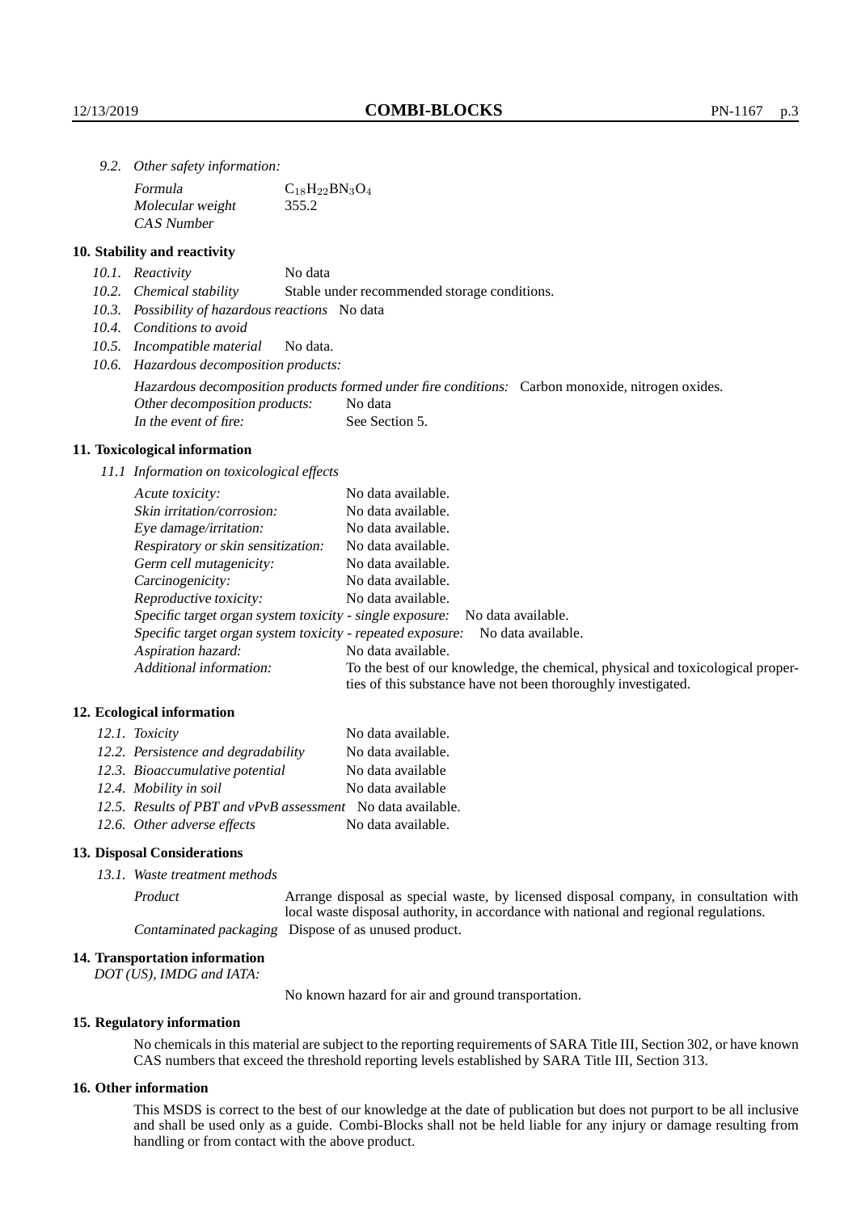*9.2. Other safety information:*

| | |
|---|---|
| *Formula* | $C_{18}H_{22}BN_3O_4$ |
| *Molecular weight* | 355.2 |
| *CAS Number* | |

## 10. Stability and reactivity

*10.1. Reactivity* No data

*10.2. Chemical stability* Stable under recommended storage conditions.

*10.3. Possibility of hazardous reactions* No data

*10.4. Conditions to avoid*

*10.5. Incompatible material* No data.

*10.6. Hazardous decomposition products:*

*Hazardous decomposition products formed under fire conditions:* Carbon monoxide, nitrogen oxides.

*Other decomposition products:* No data

*In the event of fire:* See Section 5.

## 11. Toxicological information

*11.1 Information on toxicological effects*

| | |
|---|---|
| *Acute toxicity:* | No data available. |
| *Skin irritation/corrosion:* | No data available. |
| *Eye damage/irritation:* | No data available. |
| *Respiratory or skin sensitization:* | No data available. |
| *Germ cell mutagenicity:* | No data available. |
| *Carcinogenicity:* | No data available. |
| *Reproductive toxicity:* | No data available. |
| *Specific target organ system toxicity - single exposure:* | No data available. |
| *Specific target organ system toxicity - repeated exposure:* | No data available. |
| *Aspiration hazard:* | No data available. |
| *Additional information:* | To the best of our knowledge, the chemical, physical and toxicological properties of this substance have not been thoroughly investigated. |

## 12. Ecological information

| | |
|---|---|
| *12.1. Toxicity* | No data available. |
| *12.2. Persistence and degradability* | No data available. |
| *12.3. Bioaccumulative potential* | No data available |
| *12.4. Mobility in soil* | No data available |
| *12.5. Results of PBT and vPvB assessment* | No data available. |
| *12.6. Other adverse effects* | No data available. |

## 13. Disposal Considerations

*13.1. Waste treatment methods*

*Product* Arrange disposal as special waste, by licensed disposal company, in consultation with local waste disposal authority, in accordance with national and regional regulations.

*Contaminated packaging* Dispose of as unused product.

## 14. Transportation information

*DOT (US), IMDG and IATA:*

No known hazard for air and ground transportation.

## 15. Regulatory information

No chemicals in this material are subject to the reporting requirements of SARA Title III, Section 302, or have known CAS numbers that exceed the threshold reporting levels established by SARA Title III, Section 313.

## 16. Other information

This MSDS is correct to the best of our knowledge at the date of publication but does not purport to be all inclusive and shall be used only as a guide. Combi-Blocks shall not be held liable for any injury or damage resulting from handling or from contact with the above product.